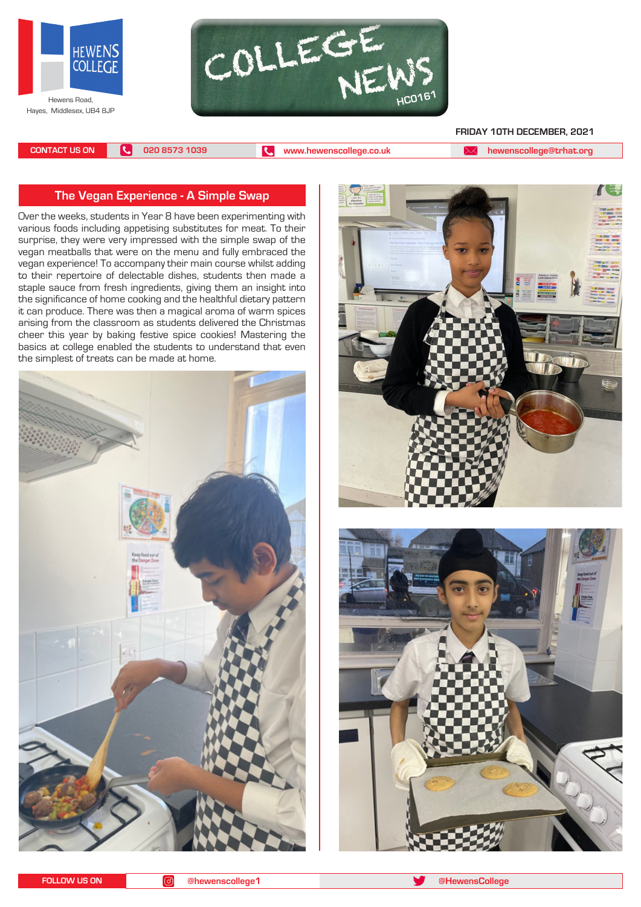HEWENS COLLEGE

Hewens Road,
Hayes, Middlesex, UB4 8JP

# COLLEGE NEWS

HC0161

**FRIDAY 10TH DECEMBER, 2021**

**CONTACT US ON** 020 8573 1039 | www.hewenscollege.co.uk | hewenscollege@trhat.org

## The Vegan Experience - A Simple Swap

Over the weeks, students in Year 8 have been experimenting with various foods including appetising substitutes for meat. To their surprise, they were very impressed with the simple swap of the vegan meatballs that were on the menu and fully embraced the vegan experience! To accompany their main course whilst adding to their repertoire of delectable dishes, students then made a staple sauce from fresh ingredients, giving them an insight into the significance of home cooking and the healthful dietary pattern it can produce. There was then a magical aroma of warm spices arising from the classroom as students delivered the Christmas cheer this year by baking festive spice cookies! Mastering the basics at college enabled the students to understand that even the simplest of treats can be made at home.

**FOLLOW US ON** @hewenscollege1 | @HewensCollege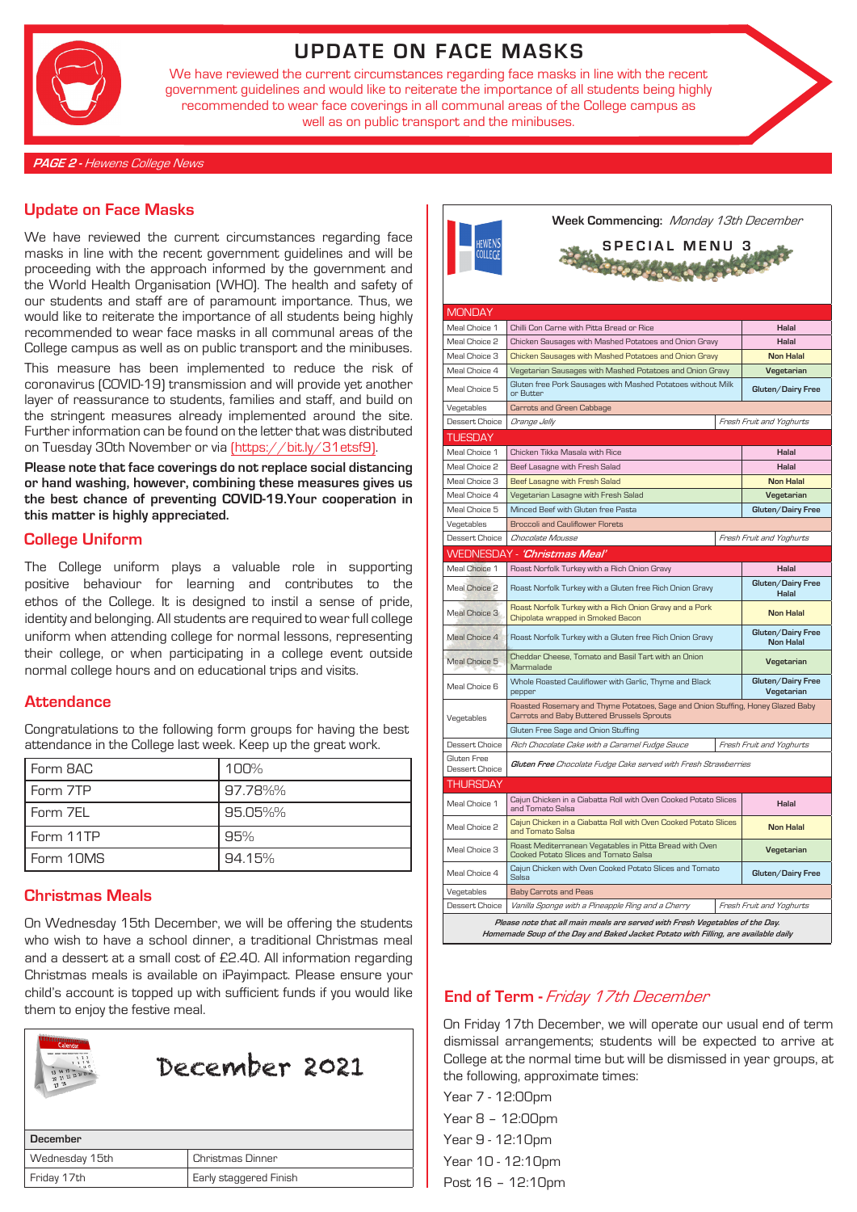# UPDATE ON FACE MASKS

We have reviewed the current circumstances regarding face masks in line with the recent government guidelines and would like to reiterate the importance of all students being highly recommended to wear face coverings in all communal areas of the College campus as well as on public transport and the minibuses.

**PAGE 2** - *Hewens College News*

## Update on Face Masks

We have reviewed the current circumstances regarding face masks in line with the recent government guidelines and will be proceeding with the approach informed by the government and the World Health Organisation (WHO). The health and safety of our students and staff are of paramount importance. Thus, we would like to reiterate the importance of all students being highly recommended to wear face masks in all communal areas of the College campus as well as on public transport and the minibuses.

This measure has been implemented to reduce the risk of coronavirus (COVID-19) transmission and will provide yet another layer of reassurance to students, families and staff, and build on the stringent measures already implemented around the site. Further information can be found on the letter that was distributed on Tuesday 30th November or via (https://bit.ly/31etsf9).

**Please note that face coverings do not replace social distancing or hand washing, however, combining these measures gives us the best chance of preventing COVID-19.Your cooperation in this matter is highly appreciated.**

## College Uniform

The College uniform plays a valuable role in supporting positive behaviour for learning and contributes to the ethos of the College. It is designed to instil a sense of pride, identity and belonging. All students are required to wear full college uniform when attending college for normal lessons, representing their college, or when participating in a college event outside normal college hours and on educational trips and visits.

## Attendance

Congratulations to the following form groups for having the best attendance in the College last week. Keep up the great work.

| | |
|---|---|
| Form 8AC | 100% |
| Form 7TP | 97.78%% |
| Form 7EL | 95.05%% |
| Form 11TP | 95% |
| Form 10MS | 94.15% |

## Christmas Meals

On Wednesday 15th December, we will be offering the students who wish to have a school dinner, a traditional Christmas meal and a dessert at a small cost of £2.40. All information regarding Christmas meals is available on iPayimpact. Please ensure your child's account is topped up with sufficient funds if you would like them to enjoy the festive meal.

## December 2021

| December | |
|---|---|
| Wednesday 15th | Christmas Dinner |
| Friday 17th | Early staggered Finish |

**Week Commencing:** *Monday 13th December*

**SPECIAL MENU 3**

| MONDAY | | | |
|---|---|---|---|
| Meal Choice 1 | Chilli Con Carne with Pitta Bread or Rice | | Halal |
| Meal Choice 2 | Chicken Sausages with Mashed Potatoes and Onion Gravy | | Halal |
| Meal Choice 3 | Chicken Sausages with Mashed Potatoes and Onion Gravy | | Non Halal |
| Meal Choice 4 | Vegetarian Sausages with Mashed Potatoes and Onion Gravy | | Vegetarian |
| Meal Choice 5 | Gluten free Pork Sausages with Mashed Potatoes without Milk or Butter | | Gluten/Dairy Free |
| Vegetables | Carrots and Green Cabbage | | |
| Dessert Choice | *Orange Jelly* | *Fresh Fruit and Yoghurts* | |
| **TUESDAY** | | | |
| Meal Choice 1 | Chicken Tikka Masala with Rice | | Halal |
| Meal Choice 2 | Beef Lasagne with Fresh Salad | | Halal |
| Meal Choice 3 | Beef Lasagne with Fresh Salad | | Non Halal |
| Meal Choice 4 | Vegetarian Lasagne with Fresh Salad | | Vegetarian |
| Meal Choice 5 | Minced Beef with Gluten free Pasta | | Gluten/Dairy Free |
| Vegetables | Broccoli and Cauliflower Florets | | |
| Dessert Choice | *Chocolate Mousse* | *Fresh Fruit and Yoghurts* | |
| **WEDNESDAY - *'Christmas Meal'*** | | | |
| Meal Choice 1 | Roast Norfolk Turkey with a Rich Onion Gravy | | Halal |
| Meal Choice 2 | Roast Norfolk Turkey with a Gluten free Rich Onion Gravy | | Gluten/Dairy Free Halal |
| Meal Choice 3 | Roast Norfolk Turkey with a Rich Onion Gravy and a Pork Chipolata wrapped in Smoked Bacon | | Non Halal |
| Meal Choice 4 | Roast Norfolk Turkey with a Gluten free Rich Onion Gravy | | Gluten/Dairy Free Non Halal |
| Meal Choice 5 | Cheddar Cheese, Tomato and Basil Tart with an Onion Marmalade | | Vegetarian |
| Meal Choice 6 | Whole Roasted Cauliflower with Garlic, Thyme and Black pepper | | Gluten/Dairy Free Vegetarian |
| Vegetables | Roasted Rosemary and Thyme Potatoes, Sage and Onion Stuffing, Honey Glazed Baby Carrots and Baby Buttered Brussels Sprouts | | |
| | Gluten Free Sage and Onion Stuffing | | |
| Dessert Choice | *Rich Chocolate Cake with a Caramel Fudge Sauce* | *Fresh Fruit and Yoghurts* | |
| Gluten Free Dessert Choice | ***Gluten Free** Chocolate Fudge Cake served with Fresh Strawberries* | | |
| **THURSDAY** | | | |
| Meal Choice 1 | Cajun Chicken in a Ciabatta Roll with Oven Cooked Potato Slices and Tomato Salsa | | Halal |
| Meal Choice 2 | Cajun Chicken in a Ciabatta Roll with Oven Cooked Potato Slices and Tomato Salsa | | Non Halal |
| Meal Choice 3 | Roast Mediterranean Vegetables in Pitta Bread with Oven Cooked Potato Slices and Tomato Salsa | | Vegetarian |
| Meal Choice 4 | Cajun Chicken with Oven Cooked Potato Slices and Tomato Salsa | | Gluten/Dairy Free |
| Vegetables | Baby Carrots and Peas | | |
| Dessert Choice | *Vanilla Sponge with a Pineapple Ring and a Cherry* | *Fresh Fruit and Yoghurts* | |

*Please note that all main meals are served with Fresh Vegetables of the Day.*
*Homemade Soup of the Day and Baked Jacket Potato with Filling, are available daily*

## End of Term - *Friday 17th December*

On Friday 17th December, we will operate our usual end of term dismissal arrangements; students will be expected to arrive at College at the normal time but will be dismissed in year groups, at the following, approximate times:

Year 7 - 12:00pm
Year 8 – 12:00pm
Year 9 - 12:10pm
Year 10 - 12:10pm
Post 16 – 12:10pm